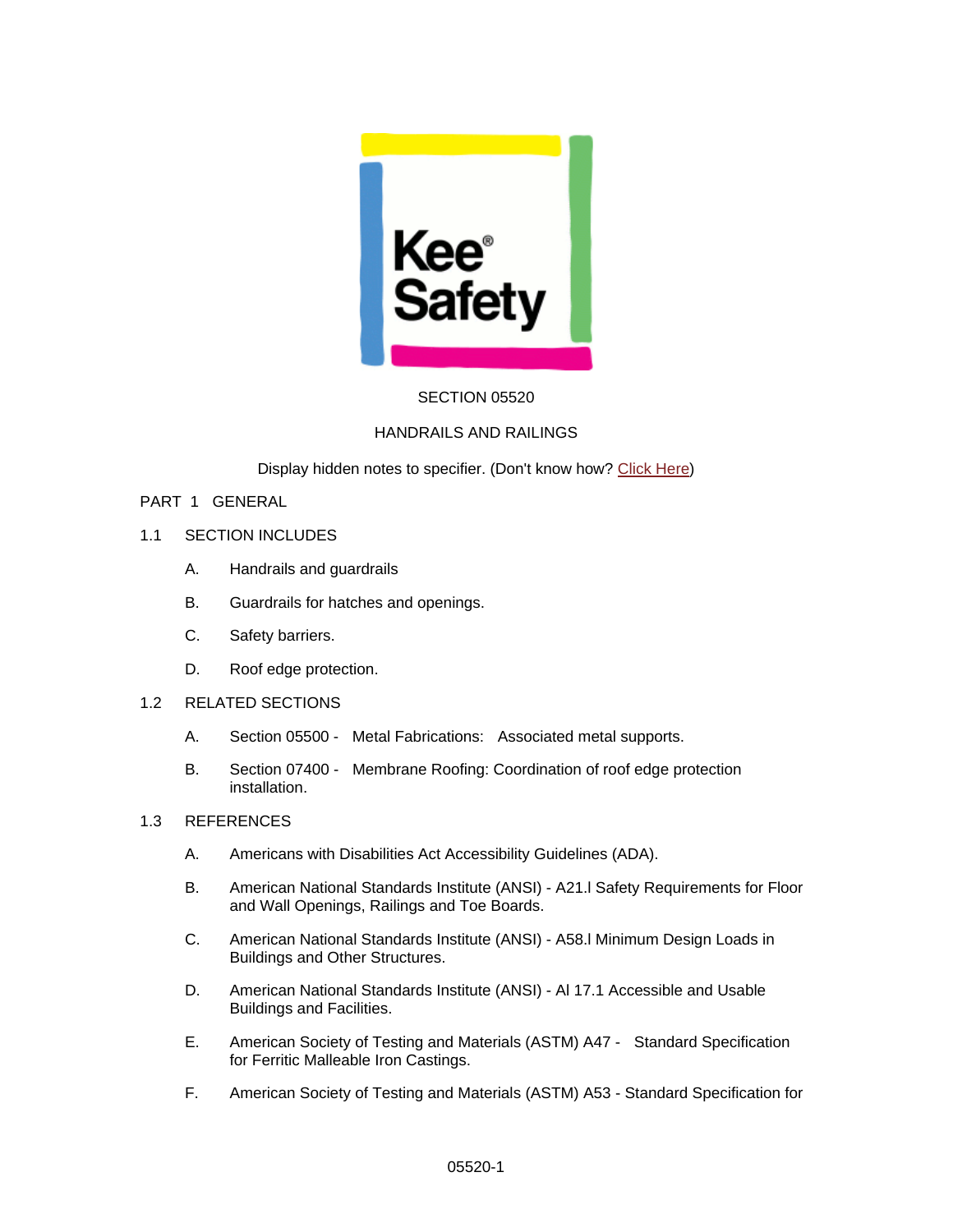SECTION 05520

HANDRAILS AND RAILINGS

Display hidden notes to specifier. (Don't know how? Click Here)

# PART 1 GENERAL

## 1.1 SECTION INCLUDES

A. Handrails and guardrails

B. Guardrails for hatches and openings.

C. Safety barriers.

D. Roof edge protection.

## 1.2 RELATED SECTIONS

A. Section 05500 - Metal Fabrications: Associated metal supports.

B. Section 07400 - Membrane Roofing: Coordination of roof edge protection installation.

## 1.3 REFERENCES

A. Americans with Disabilities Act Accessibility Guidelines (ADA).

B. American National Standards Institute (ANSI) - A21.l Safety Requirements for Floor and Wall Openings, Railings and Toe Boards.

C. American National Standards Institute (ANSI) - A58.l Minimum Design Loads in Buildings and Other Structures.

D. American National Standards Institute (ANSI) - Al 17.1 Accessible and Usable Buildings and Facilities.

E. American Society of Testing and Materials (ASTM) A47 - Standard Specification for Ferritic Malleable Iron Castings.

F. American Society of Testing and Materials (ASTM) A53 - Standard Specification for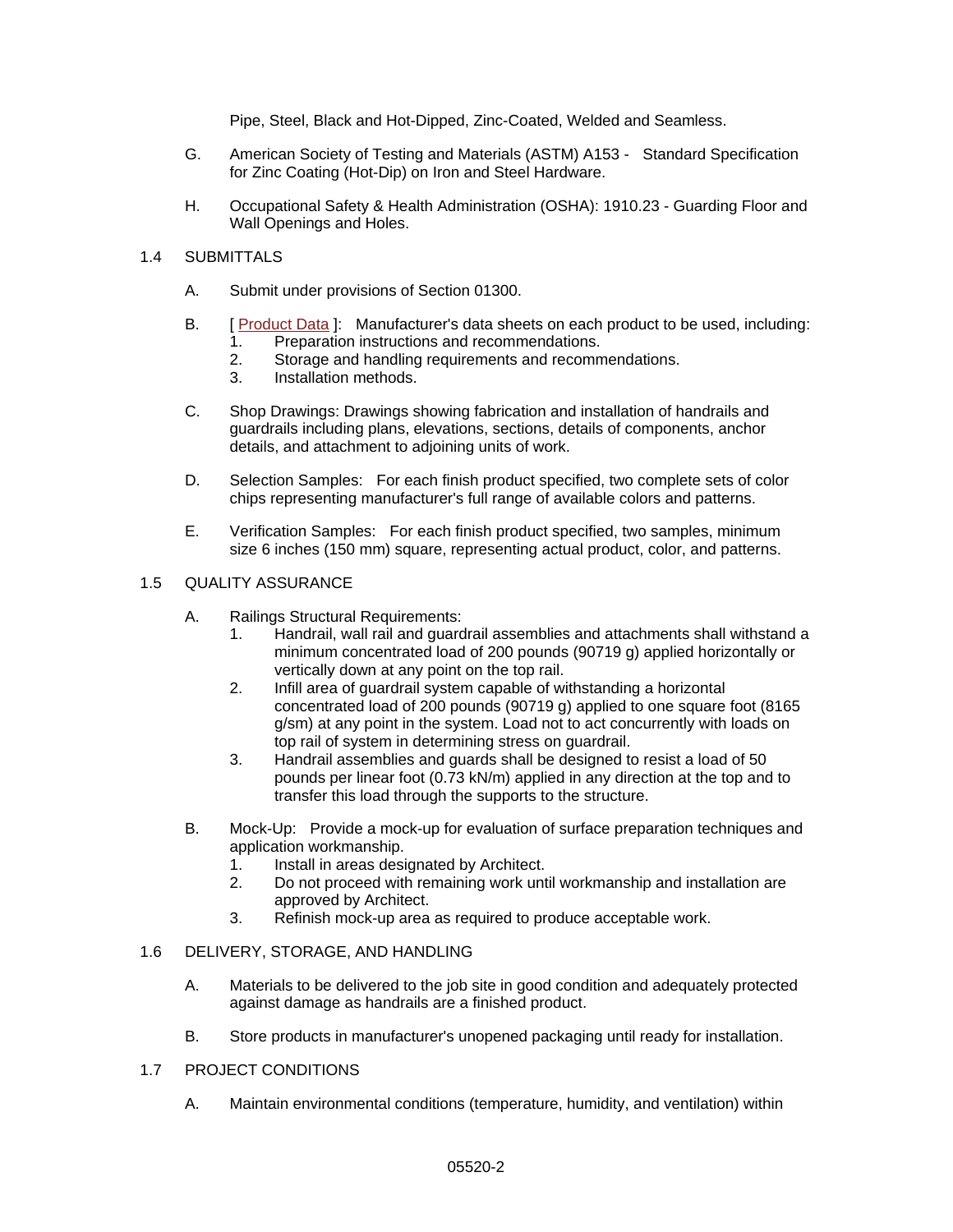Pipe, Steel, Black and Hot-Dipped, Zinc-Coated, Welded and Seamless.

G. American Society of Testing and Materials (ASTM) A153 - Standard Specification for Zinc Coating (Hot-Dip) on Iron and Steel Hardware.

H. Occupational Safety & Health Administration (OSHA): 1910.23 - Guarding Floor and Wall Openings and Holes.

## 1.4 SUBMITTALS

A. Submit under provisions of Section 01300.

B. [ Product Data ]: Manufacturer's data sheets on each product to be used, including:
   1. Preparation instructions and recommendations.
   2. Storage and handling requirements and recommendations.
   3. Installation methods.

C. Shop Drawings: Drawings showing fabrication and installation of handrails and guardrails including plans, elevations, sections, details of components, anchor details, and attachment to adjoining units of work.

D. Selection Samples: For each finish product specified, two complete sets of color chips representing manufacturer's full range of available colors and patterns.

E. Verification Samples: For each finish product specified, two samples, minimum size 6 inches (150 mm) square, representing actual product, color, and patterns.

## 1.5 QUALITY ASSURANCE

A. Railings Structural Requirements:
   1. Handrail, wall rail and guardrail assemblies and attachments shall withstand a minimum concentrated load of 200 pounds (90719 g) applied horizontally or vertically down at any point on the top rail.
   2. Infill area of guardrail system capable of withstanding a horizontal concentrated load of 200 pounds (90719 g) applied to one square foot (8165 g/sm) at any point in the system. Load not to act concurrently with loads on top rail of system in determining stress on guardrail.
   3. Handrail assemblies and guards shall be designed to resist a load of 50 pounds per linear foot (0.73 kN/m) applied in any direction at the top and to transfer this load through the supports to the structure.

B. Mock-Up: Provide a mock-up for evaluation of surface preparation techniques and application workmanship.
   1. Install in areas designated by Architect.
   2. Do not proceed with remaining work until workmanship and installation are approved by Architect.
   3. Refinish mock-up area as required to produce acceptable work.

## 1.6 DELIVERY, STORAGE, AND HANDLING

A. Materials to be delivered to the job site in good condition and adequately protected against damage as handrails are a finished product.

B. Store products in manufacturer's unopened packaging until ready for installation.

## 1.7 PROJECT CONDITIONS

A. Maintain environmental conditions (temperature, humidity, and ventilation) within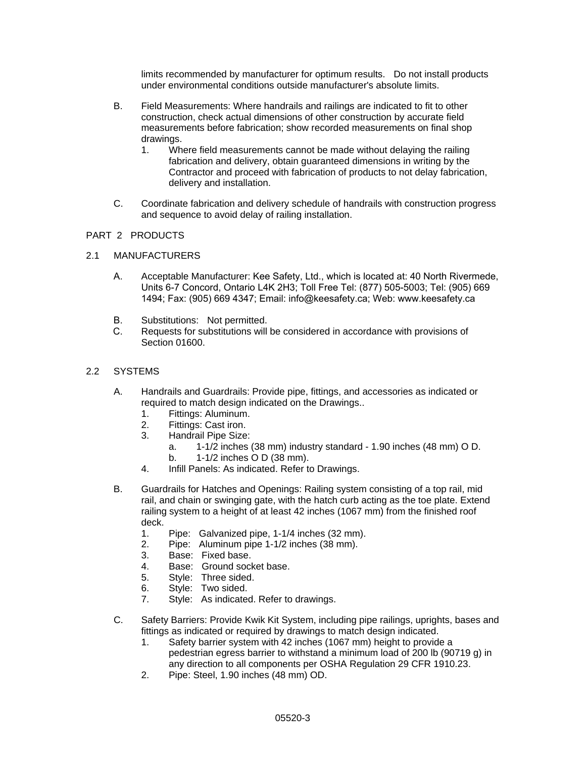limits recommended by manufacturer for optimum results. Do not install products under environmental conditions outside manufacturer's absolute limits.

B. Field Measurements: Where handrails and railings are indicated to fit to other construction, check actual dimensions of other construction by accurate field measurements before fabrication; show recorded measurements on final shop drawings.
   1. Where field measurements cannot be made without delaying the railing fabrication and delivery, obtain guaranteed dimensions in writing by the Contractor and proceed with fabrication of products to not delay fabrication, delivery and installation.

C. Coordinate fabrication and delivery schedule of handrails with construction progress and sequence to avoid delay of railing installation.

## PART 2 PRODUCTS

### 2.1 MANUFACTURERS

A. Acceptable Manufacturer: Kee Safety, Ltd., which is located at: 40 North Rivermede, Units 6-7 Concord, Ontario L4K 2H3; Toll Free Tel: (877) 505-5003; Tel: (905) 669 1494; Fax: (905) 669 4347; Email: info@keesafety.ca; Web: www.keesafety.ca

B. Substitutions: Not permitted.

C. Requests for substitutions will be considered in accordance with provisions of Section 01600.

### 2.2 SYSTEMS

A. Handrails and Guardrails: Provide pipe, fittings, and accessories as indicated or required to match design indicated on the Drawings..
   1. Fittings: Aluminum.
   2. Fittings: Cast iron.
   3. Handrail Pipe Size:
      a. 1-1/2 inches (38 mm) industry standard - 1.90 inches (48 mm) O D.
      b. 1-1/2 inches O D (38 mm).
   4. Infill Panels: As indicated. Refer to Drawings.

B. Guardrails for Hatches and Openings: Railing system consisting of a top rail, mid rail, and chain or swinging gate, with the hatch curb acting as the toe plate. Extend railing system to a height of at least 42 inches (1067 mm) from the finished roof deck.
   1. Pipe: Galvanized pipe, 1-1/4 inches (32 mm).
   2. Pipe: Aluminum pipe 1-1/2 inches (38 mm).
   3. Base: Fixed base.
   4. Base: Ground socket base.
   5. Style: Three sided.
   6. Style: Two sided.
   7. Style: As indicated. Refer to drawings.

C. Safety Barriers: Provide Kwik Kit System, including pipe railings, uprights, bases and fittings as indicated or required by drawings to match design indicated.
   1. Safety barrier system with 42 inches (1067 mm) height to provide a pedestrian egress barrier to withstand a minimum load of 200 lb (90719 g) in any direction to all components per OSHA Regulation 29 CFR 1910.23.
   2. Pipe: Steel, 1.90 inches (48 mm) OD.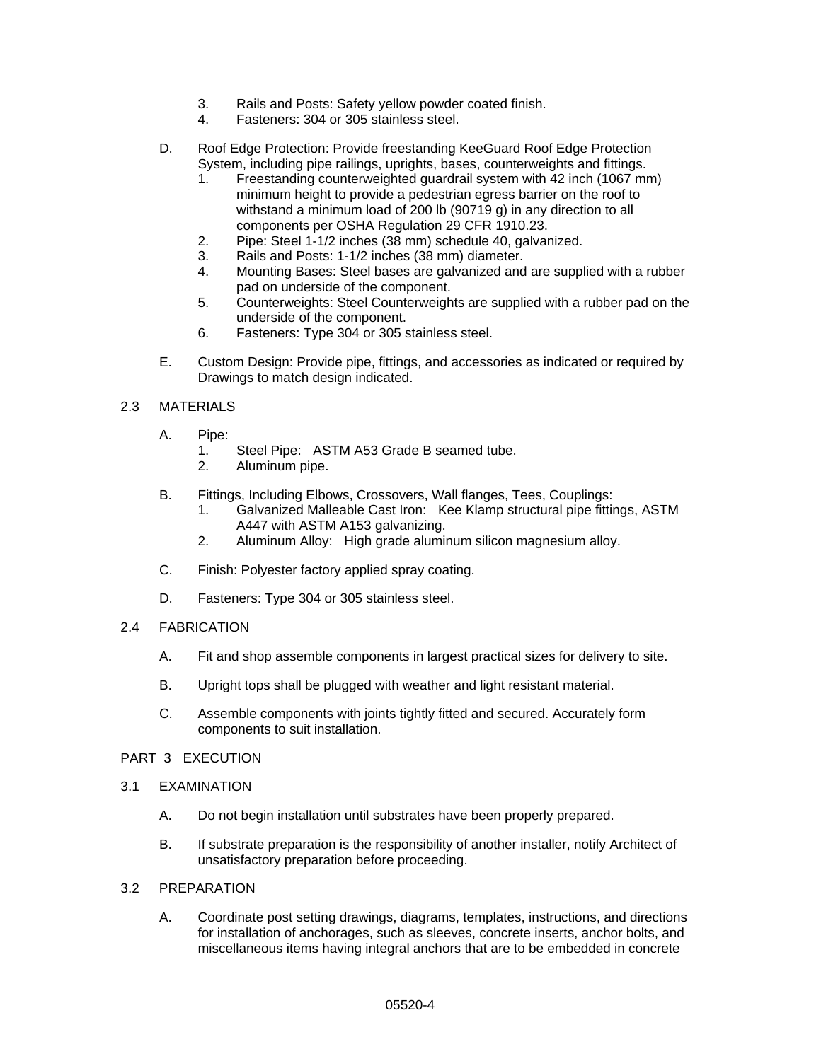3. Rails and Posts: Safety yellow powder coated finish.
4. Fasteners: 304 or 305 stainless steel.

D. Roof Edge Protection: Provide freestanding KeeGuard Roof Edge Protection System, including pipe railings, uprights, bases, counterweights and fittings.
   1. Freestanding counterweighted guardrail system with 42 inch (1067 mm) minimum height to provide a pedestrian egress barrier on the roof to withstand a minimum load of 200 lb (90719 g) in any direction to all components per OSHA Regulation 29 CFR 1910.23.
   2. Pipe: Steel 1-1/2 inches (38 mm) schedule 40, galvanized.
   3. Rails and Posts: 1-1/2 inches (38 mm) diameter.
   4. Mounting Bases: Steel bases are galvanized and are supplied with a rubber pad on underside of the component.
   5. Counterweights: Steel Counterweights are supplied with a rubber pad on the underside of the component.
   6. Fasteners: Type 304 or 305 stainless steel.

E. Custom Design: Provide pipe, fittings, and accessories as indicated or required by Drawings to match design indicated.

## 2.3 MATERIALS

A. Pipe:
   1. Steel Pipe: ASTM A53 Grade B seamed tube.
   2. Aluminum pipe.

B. Fittings, Including Elbows, Crossovers, Wall flanges, Tees, Couplings:
   1. Galvanized Malleable Cast Iron: Kee Klamp structural pipe fittings, ASTM A447 with ASTM A153 galvanizing.
   2. Aluminum Alloy: High grade aluminum silicon magnesium alloy.

C. Finish: Polyester factory applied spray coating.

D. Fasteners: Type 304 or 305 stainless steel.

## 2.4 FABRICATION

A. Fit and shop assemble components in largest practical sizes for delivery to site.

B. Upright tops shall be plugged with weather and light resistant material.

C. Assemble components with joints tightly fitted and secured. Accurately form components to suit installation.

# PART 3 EXECUTION

## 3.1 EXAMINATION

A. Do not begin installation until substrates have been properly prepared.

B. If substrate preparation is the responsibility of another installer, notify Architect of unsatisfactory preparation before proceeding.

## 3.2 PREPARATION

A. Coordinate post setting drawings, diagrams, templates, instructions, and directions for installation of anchorages, such as sleeves, concrete inserts, anchor bolts, and miscellaneous items having integral anchors that are to be embedded in concrete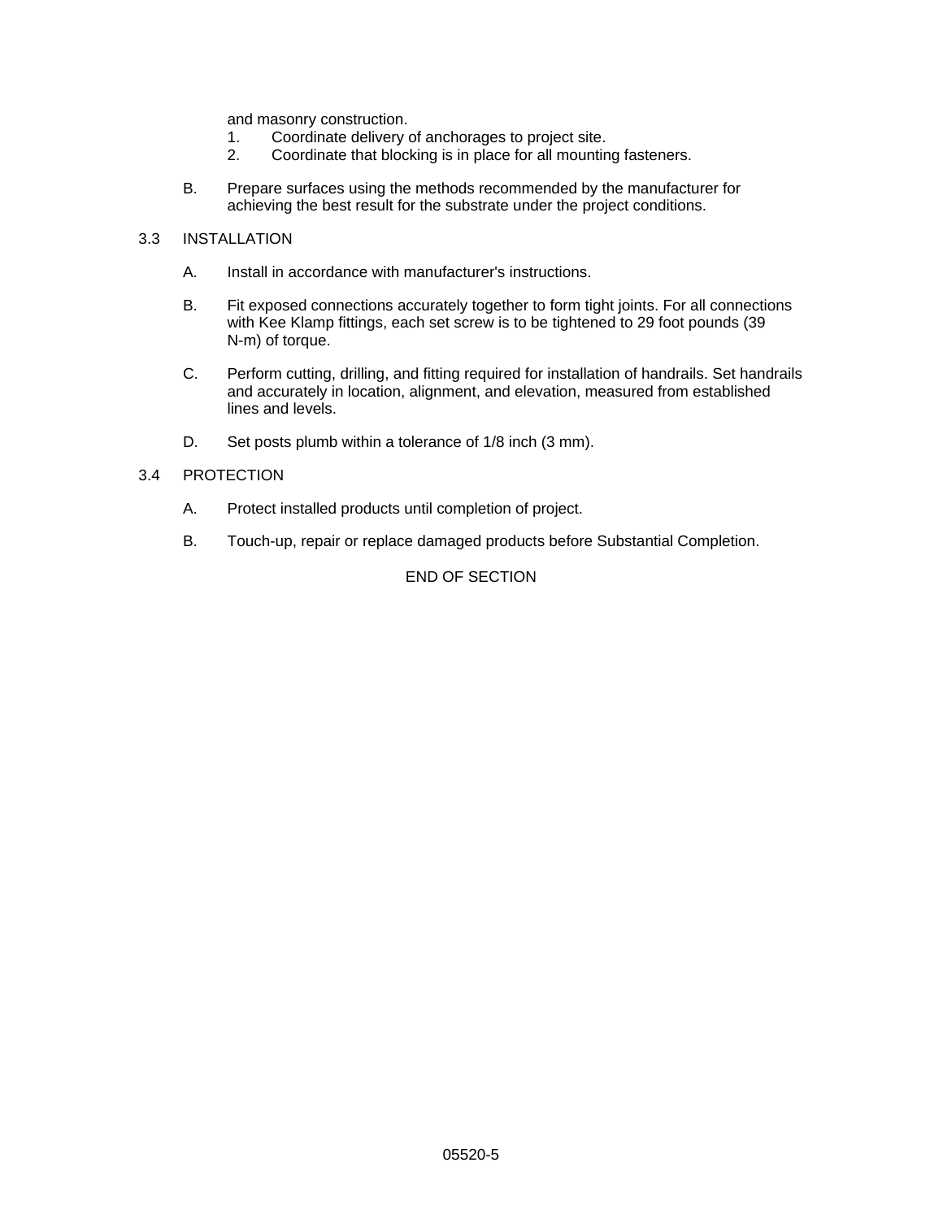and masonry construction.

1. Coordinate delivery of anchorages to project site.
2. Coordinate that blocking is in place for all mounting fasteners.

B. Prepare surfaces using the methods recommended by the manufacturer for achieving the best result for the substrate under the project conditions.

## 3.3 INSTALLATION

A. Install in accordance with manufacturer's instructions.

B. Fit exposed connections accurately together to form tight joints. For all connections with Kee Klamp fittings, each set screw is to be tightened to 29 foot pounds (39 N-m) of torque.

C. Perform cutting, drilling, and fitting required for installation of handrails. Set handrails and accurately in location, alignment, and elevation, measured from established lines and levels.

D. Set posts plumb within a tolerance of 1/8 inch (3 mm).

## 3.4 PROTECTION

A. Protect installed products until completion of project.

B. Touch-up, repair or replace damaged products before Substantial Completion.

END OF SECTION